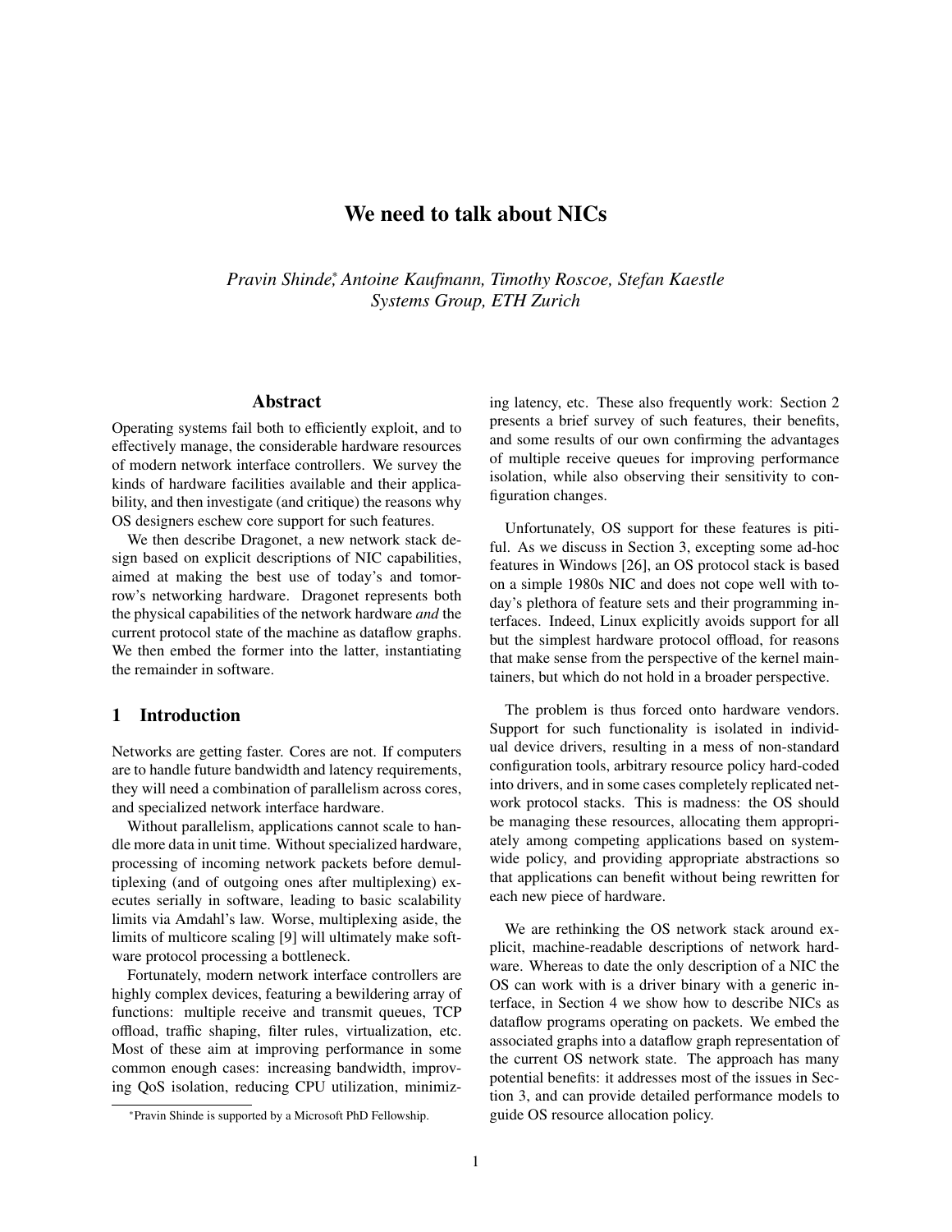# We need to talk about NICs

*Pravin Shinde*[*], Antoine Kaufmann, Timothy Roscoe, Stefan Kaestle*
*Systems Group, ETH Zurich*

## Abstract

Operating systems fail both to efficiently exploit, and to effectively manage, the considerable hardware resources of modern network interface controllers. We survey the kinds of hardware facilities available and their applicability, and then investigate (and critique) the reasons why OS designers eschew core support for such features.

We then describe Dragonet, a new network stack design based on explicit descriptions of NIC capabilities, aimed at making the best use of today's and tomorrow's networking hardware. Dragonet represents both the physical capabilities of the network hardware *and* the current protocol state of the machine as dataflow graphs. We then embed the former into the latter, instantiating the remainder in software.

## 1 Introduction

Networks are getting faster. Cores are not. If computers are to handle future bandwidth and latency requirements, they will need a combination of parallelism across cores, and specialized network interface hardware.

Without parallelism, applications cannot scale to handle more data in unit time. Without specialized hardware, processing of incoming network packets before demultiplexing (and of outgoing ones after multiplexing) executes serially in software, leading to basic scalability limits via Amdahl's law. Worse, multiplexing aside, the limits of multicore scaling [9] will ultimately make software protocol processing a bottleneck.

Fortunately, modern network interface controllers are highly complex devices, featuring a bewildering array of functions: multiple receive and transmit queues, TCP offload, traffic shaping, filter rules, virtualization, etc. Most of these aim at improving performance in some common enough cases: increasing bandwidth, improving QoS isolation, reducing CPU utilization, minimizing latency, etc. These also frequently work: Section 2 presents a brief survey of such features, their benefits, and some results of our own confirming the advantages of multiple receive queues for improving performance isolation, while also observing their sensitivity to configuration changes.

Unfortunately, OS support for these features is pitiful. As we discuss in Section 3, excepting some ad-hoc features in Windows [26], an OS protocol stack is based on a simple 1980s NIC and does not cope well with today's plethora of feature sets and their programming interfaces. Indeed, Linux explicitly avoids support for all but the simplest hardware protocol offload, for reasons that make sense from the perspective of the kernel maintainers, but which do not hold in a broader perspective.

The problem is thus forced onto hardware vendors. Support for such functionality is isolated in individual device drivers, resulting in a mess of non-standard configuration tools, arbitrary resource policy hard-coded into drivers, and in some cases completely replicated network protocol stacks. This is madness: the OS should be managing these resources, allocating them appropriately among competing applications based on system-wide policy, and providing appropriate abstractions so that applications can benefit without being rewritten for each new piece of hardware.

We are rethinking the OS network stack around explicit, machine-readable descriptions of network hardware. Whereas to date the only description of a NIC the OS can work with is a driver binary with a generic interface, in Section 4 we show how to describe NICs as dataflow programs operating on packets. We embed the associated graphs into a dataflow graph representation of the current OS network state. The approach has many potential benefits: it addresses most of the issues in Section 3, and can provide detailed performance models to guide OS resource allocation policy.

[*] Pravin Shinde is supported by a Microsoft PhD Fellowship.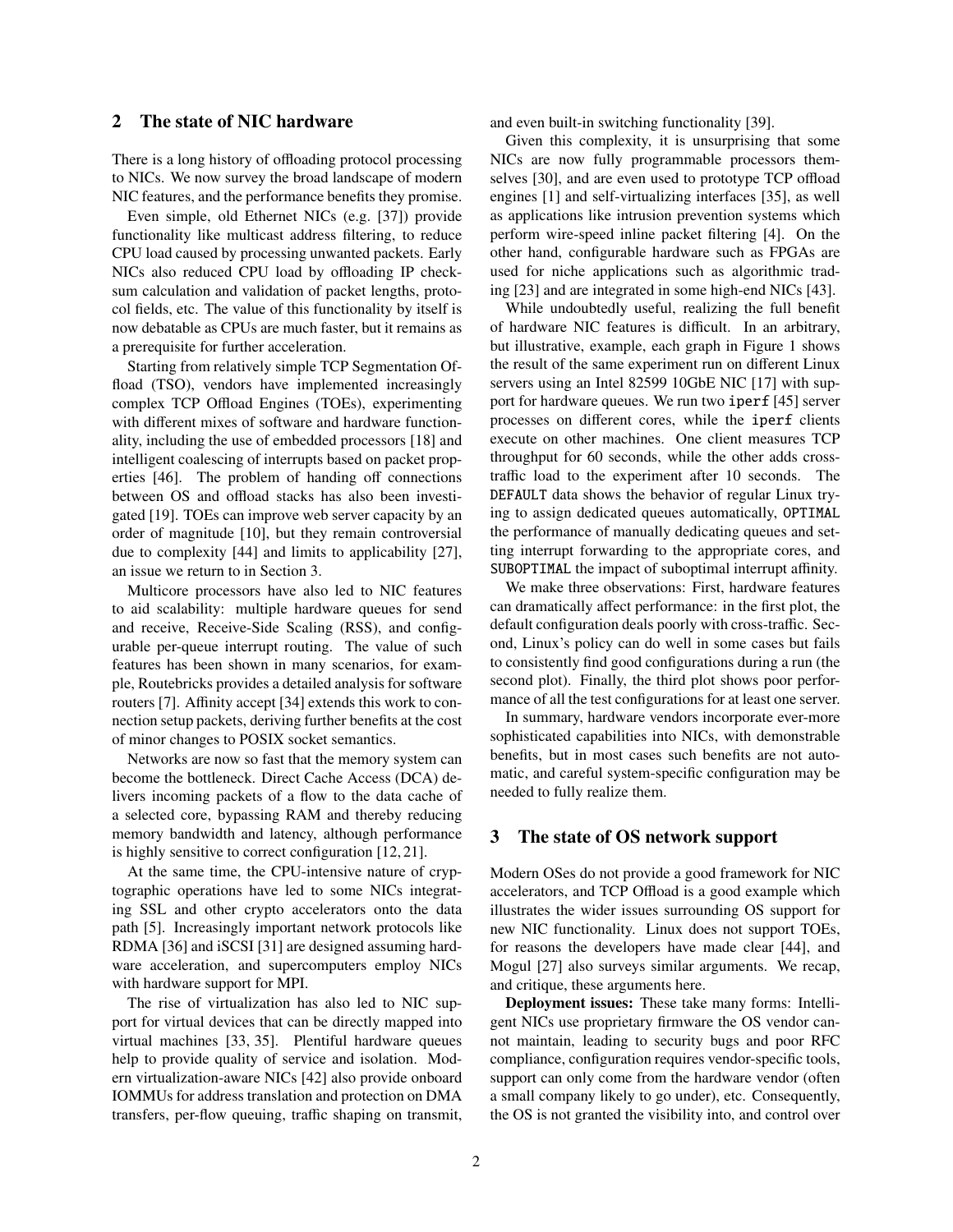## 2 The state of NIC hardware

There is a long history of offloading protocol processing to NICs. We now survey the broad landscape of modern NIC features, and the performance benefits they promise.

Even simple, old Ethernet NICs (e.g. [37]) provide functionality like multicast address filtering, to reduce CPU load caused by processing unwanted packets. Early NICs also reduced CPU load by offloading IP checksum calculation and validation of packet lengths, protocol fields, etc. The value of this functionality by itself is now debatable as CPUs are much faster, but it remains as a prerequisite for further acceleration.

Starting from relatively simple TCP Segmentation Offload (TSO), vendors have implemented increasingly complex TCP Offload Engines (TOEs), experimenting with different mixes of software and hardware functionality, including the use of embedded processors [18] and intelligent coalescing of interrupts based on packet properties [46]. The problem of handing off connections between OS and offload stacks has also been investigated [19]. TOEs can improve web server capacity by an order of magnitude [10], but they remain controversial due to complexity [44] and limits to applicability [27], an issue we return to in Section 3.

Multicore processors have also led to NIC features to aid scalability: multiple hardware queues for send and receive, Receive-Side Scaling (RSS), and configurable per-queue interrupt routing. The value of such features has been shown in many scenarios, for example, Routebricks provides a detailed analysis for software routers [7]. Affinity accept [34] extends this work to connection setup packets, deriving further benefits at the cost of minor changes to POSIX socket semantics.

Networks are now so fast that the memory system can become the bottleneck. Direct Cache Access (DCA) delivers incoming packets of a flow to the data cache of a selected core, bypassing RAM and thereby reducing memory bandwidth and latency, although performance is highly sensitive to correct configuration [12, 21].

At the same time, the CPU-intensive nature of cryptographic operations have led to some NICs integrating SSL and other crypto accelerators onto the data path [5]. Increasingly important network protocols like RDMA [36] and iSCSI [31] are designed assuming hardware acceleration, and supercomputers employ NICs with hardware support for MPI.

The rise of virtualization has also led to NIC support for virtual devices that can be directly mapped into virtual machines [33, 35]. Plentiful hardware queues help to provide quality of service and isolation. Modern virtualization-aware NICs [42] also provide onboard IOMMUs for address translation and protection on DMA transfers, per-flow queuing, traffic shaping on transmit, and even built-in switching functionality [39].

Given this complexity, it is unsurprising that some NICs are now fully programmable processors themselves [30], and are even used to prototype TCP offload engines [1] and self-virtualizing interfaces [35], as well as applications like intrusion prevention systems which perform wire-speed inline packet filtering [4]. On the other hand, configurable hardware such as FPGAs are used for niche applications such as algorithmic trading [23] and are integrated in some high-end NICs [43].

While undoubtedly useful, realizing the full benefit of hardware NIC features is difficult. In an arbitrary, but illustrative, example, each graph in Figure 1 shows the result of the same experiment run on different Linux servers using an Intel 82599 10GbE NIC [17] with support for hardware queues. We run two `iperf` [45] server processes on different cores, while the `iperf` clients execute on other machines. One client measures TCP throughput for 60 seconds, while the other adds cross-traffic load to the experiment after 10 seconds. The `DEFAULT` data shows the behavior of regular Linux trying to assign dedicated queues automatically, `OPTIMAL` the performance of manually dedicating queues and setting interrupt forwarding to the appropriate cores, and `SUBOPTIMAL` the impact of suboptimal interrupt affinity.

We make three observations: First, hardware features can dramatically affect performance: in the first plot, the default configuration deals poorly with cross-traffic. Second, Linux's policy can do well in some cases but fails to consistently find good configurations during a run (the second plot). Finally, the third plot shows poor performance of all the test configurations for at least one server.

In summary, hardware vendors incorporate ever-more sophisticated capabilities into NICs, with demonstrable benefits, but in most cases such benefits are not automatic, and careful system-specific configuration may be needed to fully realize them.

## 3 The state of OS network support

Modern OSes do not provide a good framework for NIC accelerators, and TCP Offload is a good example which illustrates the wider issues surrounding OS support for new NIC functionality. Linux does not support TOEs, for reasons the developers have made clear [44], and Mogul [27] also surveys similar arguments. We recap, and critique, these arguments here.

**Deployment issues:** These take many forms: Intelligent NICs use proprietary firmware the OS vendor cannot maintain, leading to security bugs and poor RFC compliance, configuration requires vendor-specific tools, support can only come from the hardware vendor (often a small company likely to go under), etc. Consequently, the OS is not granted the visibility into, and control over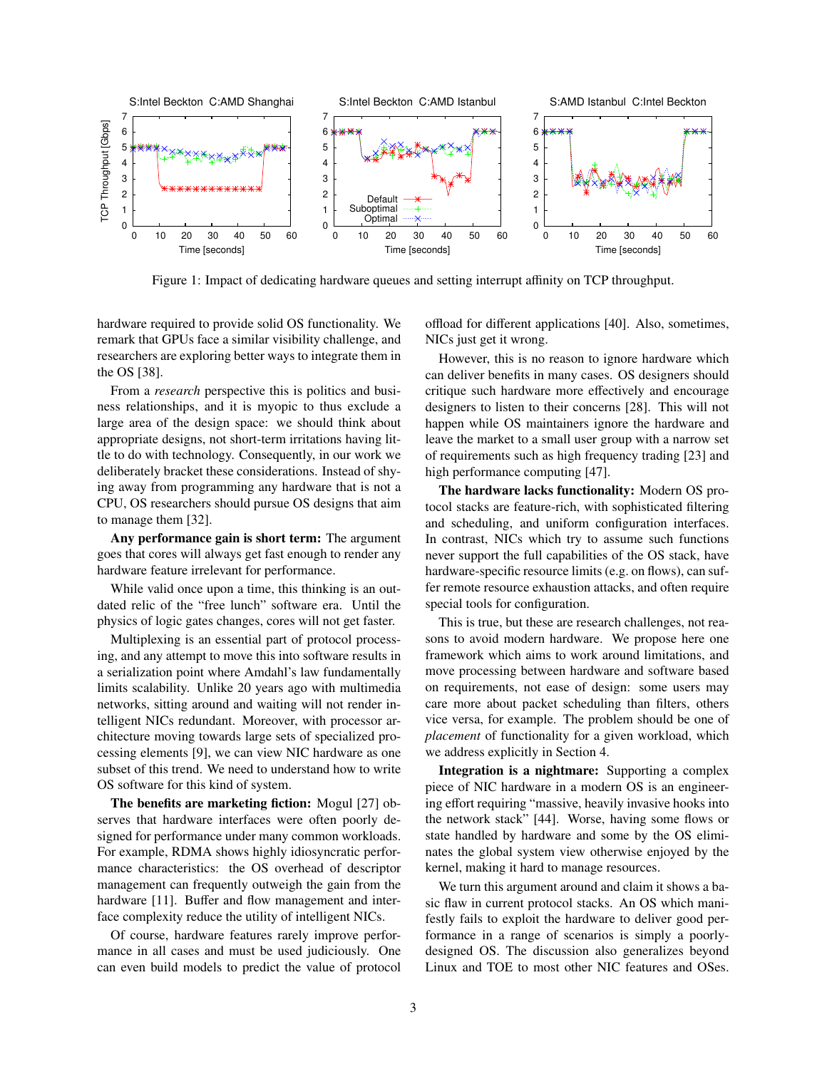S:Intel Beckton C:AMD Shanghai

S:Intel Beckton C:AMD Istanbul

S:AMD Istanbul C:Intel Beckton

TCP Throughput [Gbps]

Time [seconds]

Default
Suboptimal
Optimal

Figure 1: Impact of dedicating hardware queues and setting interrupt affinity on TCP throughput.

hardware required to provide solid OS functionality. We remark that GPUs face a similar visibility challenge, and researchers are exploring better ways to integrate them in the OS [38].

From a *research* perspective this is politics and business relationships, and it is myopic to thus exclude a large area of the design space: we should think about appropriate designs, not short-term irritations having little to do with technology. Consequently, in our work we deliberately bracket these considerations. Instead of shying away from programming any hardware that is not a CPU, OS researchers should pursue OS designs that aim to manage them [32].

**Any performance gain is short term:** The argument goes that cores will always get fast enough to render any hardware feature irrelevant for performance.

While valid once upon a time, this thinking is an outdated relic of the "free lunch" software era. Until the physics of logic gates changes, cores will not get faster.

Multiplexing is an essential part of protocol processing, and any attempt to move this into software results in a serialization point where Amdahl's law fundamentally limits scalability. Unlike 20 years ago with multimedia networks, sitting around and waiting will not render intelligent NICs redundant. Moreover, with processor architecture moving towards large sets of specialized processing elements [9], we can view NIC hardware as one subset of this trend. We need to understand how to write OS software for this kind of system.

**The benefits are marketing fiction:** Mogul [27] observes that hardware interfaces were often poorly designed for performance under many common workloads. For example, RDMA shows highly idiosyncratic performance characteristics: the OS overhead of descriptor management can frequently outweigh the gain from the hardware [11]. Buffer and flow management and interface complexity reduce the utility of intelligent NICs.

Of course, hardware features rarely improve performance in all cases and must be used judiciously. One can even build models to predict the value of protocol offload for different applications [40]. Also, sometimes, NICs just get it wrong.

However, this is no reason to ignore hardware which can deliver benefits in many cases. OS designers should critique such hardware more effectively and encourage designers to listen to their concerns [28]. This will not happen while OS maintainers ignore the hardware and leave the market to a small user group with a narrow set of requirements such as high frequency trading [23] and high performance computing [47].

**The hardware lacks functionality:** Modern OS protocol stacks are feature-rich, with sophisticated filtering and scheduling, and uniform configuration interfaces. In contrast, NICs which try to assume such functions never support the full capabilities of the OS stack, have hardware-specific resource limits (e.g. on flows), can suffer remote resource exhaustion attacks, and often require special tools for configuration.

This is true, but these are research challenges, not reasons to avoid modern hardware. We propose here one framework which aims to work around limitations, and move processing between hardware and software based on requirements, not ease of design: some users may care more about packet scheduling than filters, others vice versa, for example. The problem should be one of *placement* of functionality for a given workload, which we address explicitly in Section 4.

**Integration is a nightmare:** Supporting a complex piece of NIC hardware in a modern OS is an engineering effort requiring "massive, heavily invasive hooks into the network stack" [44]. Worse, having some flows or state handled by hardware and some by the OS eliminates the global system view otherwise enjoyed by the kernel, making it hard to manage resources.

We turn this argument around and claim it shows a basic flaw in current protocol stacks. An OS which manifestly fails to exploit the hardware to deliver good performance in a range of scenarios is simply a poorly-designed OS. The discussion also generalizes beyond Linux and TOE to most other NIC features and OSes.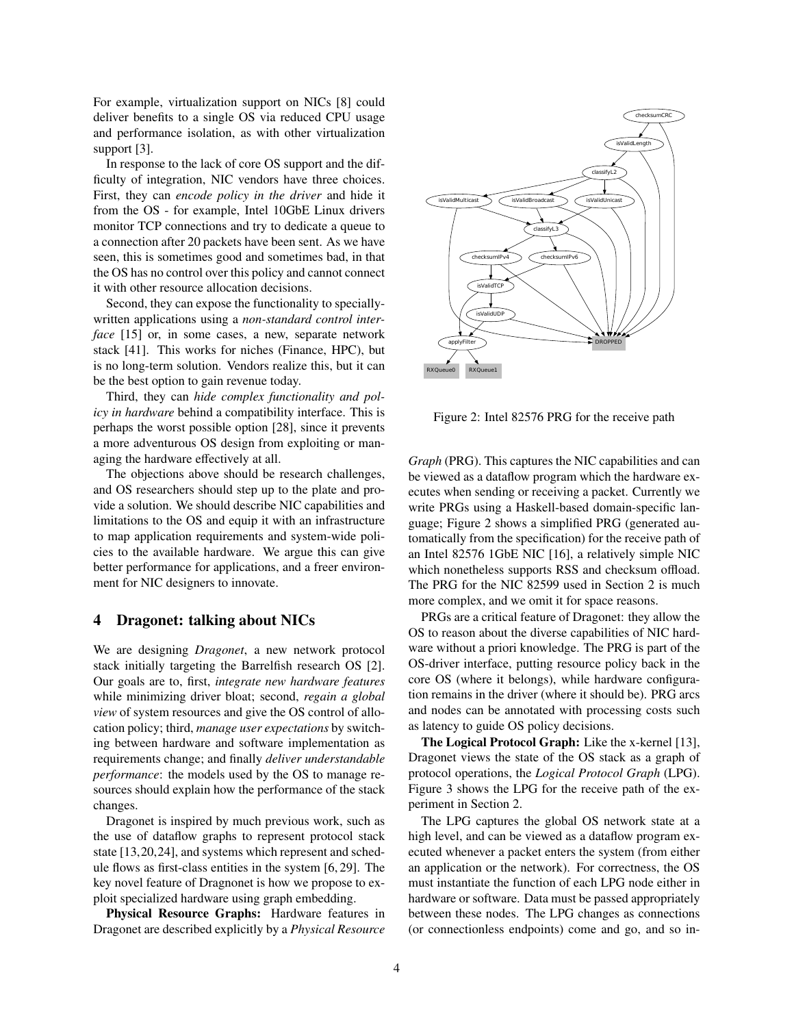For example, virtualization support on NICs [8] could deliver benefits to a single OS via reduced CPU usage and performance isolation, as with other virtualization support [3].

In response to the lack of core OS support and the difficulty of integration, NIC vendors have three choices. First, they can *encode policy in the driver* and hide it from the OS - for example, Intel 10GbE Linux drivers monitor TCP connections and try to dedicate a queue to a connection after 20 packets have been sent. As we have seen, this is sometimes good and sometimes bad, in that the OS has no control over this policy and cannot connect it with other resource allocation decisions.

Second, they can expose the functionality to specially-written applications using a *non-standard control interface* [15] or, in some cases, a new, separate network stack [41]. This works for niches (Finance, HPC), but is no long-term solution. Vendors realize this, but it can be the best option to gain revenue today.

Third, they can *hide complex functionality and policy in hardware* behind a compatibility interface. This is perhaps the worst possible option [28], since it prevents a more adventurous OS design from exploiting or managing the hardware effectively at all.

The objections above should be research challenges, and OS researchers should step up to the plate and provide a solution. We should describe NIC capabilities and limitations to the OS and equip it with an infrastructure to map application requirements and system-wide policies to the available hardware. We argue this can give better performance for applications, and a freer environment for NIC designers to innovate.

## 4 Dragonet: talking about NICs

We are designing *Dragonet*, a new network protocol stack initially targeting the Barrelfish research OS [2]. Our goals are to, first, *integrate new hardware features* while minimizing driver bloat; second, *regain a global view* of system resources and give the OS control of allocation policy; third, *manage user expectations* by switching between hardware and software implementation as requirements change; and finally *deliver understandable performance*: the models used by the OS to manage resources should explain how the performance of the stack changes.

Dragonet is inspired by much previous work, such as the use of dataflow graphs to represent protocol stack state [13,20,24], and systems which represent and schedule flows as first-class entities in the system [6,29]. The key novel feature of Dragnonet is how we propose to exploit specialized hardware using graph embedding.

**Physical Resource Graphs:** Hardware features in Dragonet are described explicitly by a *Physical Resource Graph* (PRG). This captures the NIC capabilities and can be viewed as a dataflow program which the hardware executes when sending or receiving a packet. Currently we write PRGs using a Haskell-based domain-specific language; Figure 2 shows a simplified PRG (generated automatically from the specification) for the receive path of an Intel 82576 1GbE NIC [16], a relatively simple NIC which nonetheless supports RSS and checksum offload. The PRG for the NIC 82599 used in Section 2 is much more complex, and we omit it for space reasons.

checksumCRC
isValidLength
classifyL2
isValidMulticast
isValidBroadcast
isValidUnicast
classifyL3
checksumIPv4
checksumIPv6
isValidTCP
isValidUDP
applyFilter
DROPPED
RXQueue0
RXQueue1

Figure 2: Intel 82576 PRG for the receive path

PRGs are a critical feature of Dragonet: they allow the OS to reason about the diverse capabilities of NIC hardware without a priori knowledge. The PRG is part of the OS-driver interface, putting resource policy back in the core OS (where it belongs), while hardware configuration remains in the driver (where it should be). PRG arcs and nodes can be annotated with processing costs such as latency to guide OS policy decisions.

**The Logical Protocol Graph:** Like the x-kernel [13], Dragonet views the state of the OS stack as a graph of protocol operations, the *Logical Protocol Graph* (LPG). Figure 3 shows the LPG for the receive path of the experiment in Section 2.

The LPG captures the global OS network state at a high level, and can be viewed as a dataflow program executed whenever a packet enters the system (from either an application or the network). For correctness, the OS must instantiate the function of each LPG node either in hardware or software. Data must be passed appropriately between these nodes. The LPG changes as connections (or connectionless endpoints) come and go, and so in-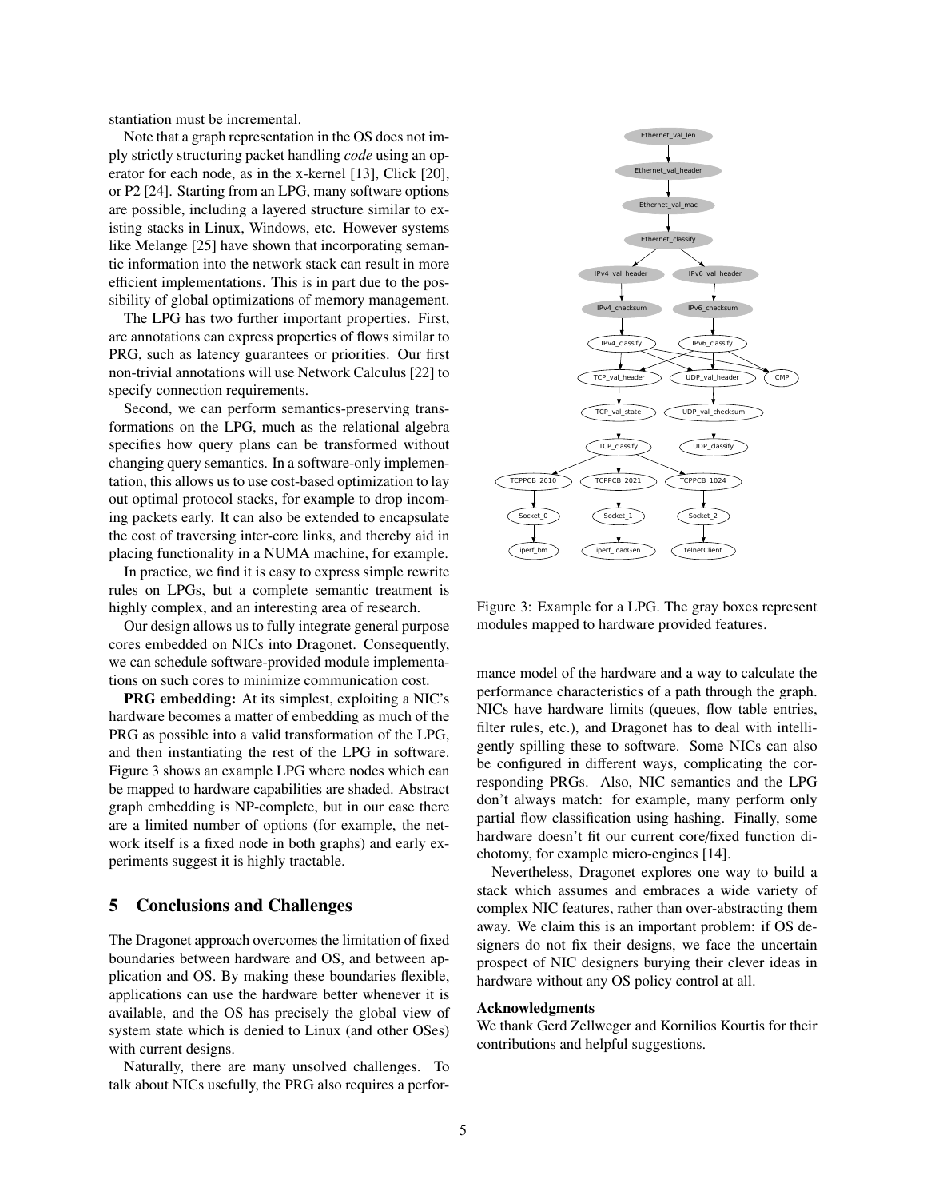stantiation must be incremental.

Note that a graph representation in the OS does not imply strictly structuring packet handling *code* using an operator for each node, as in the x-kernel [13], Click [20], or P2 [24]. Starting from an LPG, many software options are possible, including a layered structure similar to existing stacks in Linux, Windows, etc. However systems like Melange [25] have shown that incorporating semantic information into the network stack can result in more efficient implementations. This is in part due to the possibility of global optimizations of memory management.

The LPG has two further important properties. First, arc annotations can express properties of flows similar to PRG, such as latency guarantees or priorities. Our first non-trivial annotations will use Network Calculus [22] to specify connection requirements.

Second, we can perform semantics-preserving transformations on the LPG, much as the relational algebra specifies how query plans can be transformed without changing query semantics. In a software-only implementation, this allows us to use cost-based optimization to lay out optimal protocol stacks, for example to drop incoming packets early. It can also be extended to encapsulate the cost of traversing inter-core links, and thereby aid in placing functionality in a NUMA machine, for example.

In practice, we find it is easy to express simple rewrite rules on LPGs, but a complete semantic treatment is highly complex, and an interesting area of research.

Our design allows us to fully integrate general purpose cores embedded on NICs into Dragonet. Consequently, we can schedule software-provided module implementations on such cores to minimize communication cost.

**PRG embedding:** At its simplest, exploiting a NIC's hardware becomes a matter of embedding as much of the PRG as possible into a valid transformation of the LPG, and then instantiating the rest of the LPG in software. Figure 3 shows an example LPG where nodes which can be mapped to hardware capabilities are shaded. Abstract graph embedding is NP-complete, but in our case there are a limited number of options (for example, the network itself is a fixed node in both graphs) and early experiments suggest it is highly tractable.

Ethernet_val_len
Ethernet_val_header
Ethernet_val_mac
Ethernet_classify
IPv4_val_header
IPv6_val_header
IPv4_checksum
IPv6_checksum
IPv4_classify
IPv6_classify
TCP_val_header
UDP_val_header
ICMP
TCP_val_state
UDP_val_checksum
TCP_classify
UDP_classify
TCPPCB_2010
TCPPCB_2021
TCPPCB_1024
Socket_0
Socket_1
Socket_2
iperf_bm
iperf_loadGen
telnetClient

Figure 3: Example for a LPG. The gray boxes represent modules mapped to hardware provided features.

## 5 Conclusions and Challenges

The Dragonet approach overcomes the limitation of fixed boundaries between hardware and OS, and between application and OS. By making these boundaries flexible, applications can use the hardware better whenever it is available, and the OS has precisely the global view of system state which is denied to Linux (and other OSes) with current designs.

Naturally, there are many unsolved challenges. To talk about NICs usefully, the PRG also requires a performance model of the hardware and a way to calculate the performance characteristics of a path through the graph. NICs have hardware limits (queues, flow table entries, filter rules, etc.), and Dragonet has to deal with intelligently spilling these to software. Some NICs can also be configured in different ways, complicating the corresponding PRGs. Also, NIC semantics and the LPG don't always match: for example, many perform only partial flow classification using hashing. Finally, some hardware doesn't fit our current core/fixed function dichotomy, for example micro-engines [14].

Nevertheless, Dragonet explores one way to build a stack which assumes and embraces a wide variety of complex NIC features, rather than over-abstracting them away. We claim this is an important problem: if OS designers do not fix their designs, we face the uncertain prospect of NIC designers burying their clever ideas in hardware without any OS policy control at all.

### Acknowledgments

We thank Gerd Zellweger and Kornilios Kourtis for their contributions and helpful suggestions.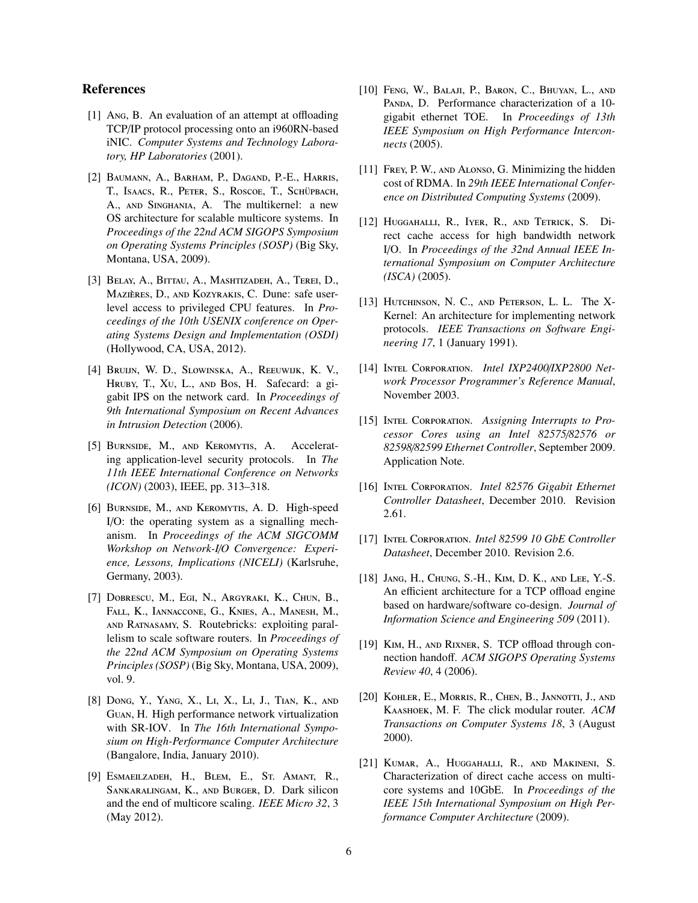## References

[1] Ang, B. An evaluation of an attempt at offloading TCP/IP protocol processing onto an i960RN-based iNIC. *Computer Systems and Technology Laboratory, HP Laboratories* (2001).

[2] Baumann, A., Barham, P., Dagand, P.-E., Harris, T., Isaacs, R., Peter, S., Roscoe, T., Schüpbach, A., and Singhania, A. The multikernel: a new OS architecture for scalable multicore systems. In *Proceedings of the 22nd ACM SIGOPS Symposium on Operating Systems Principles (SOSP)* (Big Sky, Montana, USA, 2009).

[3] Belay, A., Bittau, A., Mashtizadeh, A., Terei, D., Mazières, D., and Kozyrakis, C. Dune: safe user-level access to privileged CPU features. In *Proceedings of the 10th USENIX conference on Operating Systems Design and Implementation (OSDI)* (Hollywood, CA, USA, 2012).

[4] Bruijn, W. D., Slowinska, A., Reeuwijk, K. V., Hruby, T., Xu, L., and Bos, H. Safecard: a gigabit IPS on the network card. In *Proceedings of 9th International Symposium on Recent Advances in Intrusion Detection* (2006).

[5] Burnside, M., and Keromytis, A. Accelerating application-level security protocols. In *The 11th IEEE International Conference on Networks (ICON)* (2003), IEEE, pp. 313–318.

[6] Burnside, M., and Keromytis, A. D. High-speed I/O: the operating system as a signalling mechanism. In *Proceedings of the ACM SIGCOMM Workshop on Network-I/O Convergence: Experience, Lessons, Implications (NICELI)* (Karlsruhe, Germany, 2003).

[7] Dobrescu, M., Egi, N., Argyraki, K., Chun, B., Fall, K., Iannaccone, G., Knies, A., Manesh, M., and Ratnasamy, S. Routebricks: exploiting parallelism to scale software routers. In *Proceedings of the 22nd ACM Symposium on Operating Systems Principles (SOSP)* (Big Sky, Montana, USA, 2009), vol. 9.

[8] Dong, Y., Yang, X., Li, X., Li, J., Tian, K., and Guan, H. High performance network virtualization with SR-IOV. In *The 16th International Symposium on High-Performance Computer Architecture* (Bangalore, India, January 2010).

[9] Esmaeilzadeh, H., Blem, E., St. Amant, R., Sankaralingam, K., and Burger, D. Dark silicon and the end of multicore scaling. *IEEE Micro 32*, 3 (May 2012).

[10] Feng, W., Balaji, P., Baron, C., Bhuyan, L., and Panda, D. Performance characterization of a 10-gigabit ethernet TOE. In *Proceedings of 13th IEEE Symposium on High Performance Interconnects* (2005).

[11] Frey, P. W., and Alonso, G. Minimizing the hidden cost of RDMA. In *29th IEEE International Conference on Distributed Computing Systems* (2009).

[12] Huggahalli, R., Iyer, R., and Tetrick, S. Direct cache access for high bandwidth network I/O. In *Proceedings of the 32nd Annual IEEE International Symposium on Computer Architecture (ISCA)* (2005).

[13] Hutchinson, N. C., and Peterson, L. L. The X-Kernel: An architecture for implementing network protocols. *IEEE Transactions on Software Engineering 17*, 1 (January 1991).

[14] Intel Corporation. *Intel IXP2400/IXP2800 Network Processor Programmer's Reference Manual*, November 2003.

[15] Intel Corporation. *Assigning Interrupts to Processor Cores using an Intel 82575/82576 or 82598/82599 Ethernet Controller*, September 2009. Application Note.

[16] Intel Corporation. *Intel 82576 Gigabit Ethernet Controller Datasheet*, December 2010. Revision 2.61.

[17] Intel Corporation. *Intel 82599 10 GbE Controller Datasheet*, December 2010. Revision 2.6.

[18] Jang, H., Chung, S.-H., Kim, D. K., and Lee, Y.-S. An efficient architecture for a TCP offload engine based on hardware/software co-design. *Journal of Information Science and Engineering 509* (2011).

[19] Kim, H., and Rixner, S. TCP offload through connection handoff. *ACM SIGOPS Operating Systems Review 40*, 4 (2006).

[20] Kohler, E., Morris, R., Chen, B., Jannotti, J., and Kaashoek, M. F. The click modular router. *ACM Transactions on Computer Systems 18*, 3 (August 2000).

[21] Kumar, A., Huggahalli, R., and Makineni, S. Characterization of direct cache access on multicore systems and 10GbE. In *Proceedings of the IEEE 15th International Symposium on High Performance Computer Architecture* (2009).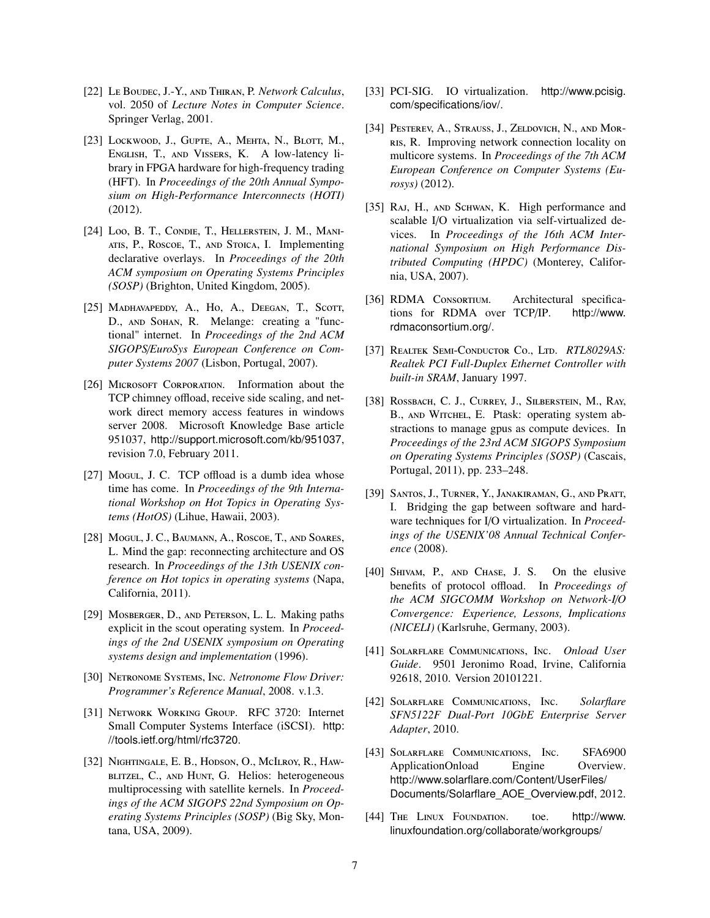[22] Le Boudec, J.-Y., and Thiran, P. *Network Calculus*, vol. 2050 of *Lecture Notes in Computer Science*. Springer Verlag, 2001.

[23] Lockwood, J., Gupte, A., Mehta, N., Blott, M., English, T., and Vissers, K. A low-latency library in FPGA hardware for high-frequency trading (HFT). In *Proceedings of the 20th Annual Symposium on High-Performance Interconnects (HOTI)* (2012).

[24] Loo, B. T., Condie, T., Hellerstein, J. M., Maniatis, P., Roscoe, T., and Stoica, I. Implementing declarative overlays. In *Proceedings of the 20th ACM symposium on Operating Systems Principles (SOSP)* (Brighton, United Kingdom, 2005).

[25] Madhavapeddy, A., Ho, A., Deegan, T., Scott, D., and Sohan, R. Melange: creating a "functional" internet. In *Proceedings of the 2nd ACM SIGOPS/EuroSys European Conference on Computer Systems 2007* (Lisbon, Portugal, 2007).

[26] Microsoft Corporation. Information about the TCP chimney offload, receive side scaling, and network direct memory access features in windows server 2008. Microsoft Knowledge Base article 951037, http://support.microsoft.com/kb/951037, revision 7.0, February 2011.

[27] Mogul, J. C. TCP offload is a dumb idea whose time has come. In *Proceedings of the 9th International Workshop on Hot Topics in Operating Systems (HotOS)* (Lihue, Hawaii, 2003).

[28] Mogul, J. C., Baumann, A., Roscoe, T., and Soares, L. Mind the gap: reconnecting architecture and OS research. In *Proceedings of the 13th USENIX conference on Hot topics in operating systems* (Napa, California, 2011).

[29] Mosberger, D., and Peterson, L. L. Making paths explicit in the scout operating system. In *Proceedings of the 2nd USENIX symposium on Operating systems design and implementation* (1996).

[30] Netronome Systems, Inc. *Netronome Flow Driver: Programmer's Reference Manual*, 2008. v.1.3.

[31] Network Working Group. RFC 3720: Internet Small Computer Systems Interface (iSCSI). http://tools.ietf.org/html/rfc3720.

[32] Nightingale, E. B., Hodson, O., McIlroy, R., Hawblitzel, C., and Hunt, G. Helios: heterogeneous multiprocessing with satellite kernels. In *Proceedings of the ACM SIGOPS 22nd Symposium on Operating Systems Principles (SOSP)* (Big Sky, Montana, USA, 2009).

[33] PCI-SIG. IO virtualization. http://www.pcisig.com/specifications/iov/.

[34] Pesterev, A., Strauss, J., Zeldovich, N., and Morris, R. Improving network connection locality on multicore systems. In *Proceedings of the 7th ACM European Conference on Computer Systems (Eurosys)* (2012).

[35] Raj, H., and Schwan, K. High performance and scalable I/O virtualization via self-virtualized devices. In *Proceedings of the 16th ACM International Symposium on High Performance Distributed Computing (HPDC)* (Monterey, California, USA, 2007).

[36] RDMA Consortium. Architectural specifications for RDMA over TCP/IP. http://www.rdmaconsortium.org/.

[37] Realtek Semi-Conductor Co., Ltd. *RTL8029AS: Realtek PCI Full-Duplex Ethernet Controller with built-in SRAM*, January 1997.

[38] Rossbach, C. J., Currey, J., Silberstein, M., Ray, B., and Witchel, E. Ptask: operating system abstractions to manage gpus as compute devices. In *Proceedings of the 23rd ACM SIGOPS Symposium on Operating Systems Principles (SOSP)* (Cascais, Portugal, 2011), pp. 233–248.

[39] Santos, J., Turner, Y., Janakiraman, G., and Pratt, I. Bridging the gap between software and hardware techniques for I/O virtualization. In *Proceedings of the USENIX'08 Annual Technical Conference* (2008).

[40] Shivam, P., and Chase, J. S. On the elusive benefits of protocol offload. In *Proceedings of the ACM SIGCOMM Workshop on Network-I/O Convergence: Experience, Lessons, Implications (NICELI)* (Karlsruhe, Germany, 2003).

[41] Solarflare Communications, Inc. *Onload User Guide*. 9501 Jeronimo Road, Irvine, California 92618, 2010. Version 20101221.

[42] Solarflare Communications, Inc. *Solarflare SFN5122F Dual-Port 10GbE Enterprise Server Adapter*, 2010.

[43] Solarflare Communications, Inc. SFA6900 ApplicationOnload Engine Overview. http://www.solarflare.com/Content/UserFiles/Documents/Solarflare_AOE_Overview.pdf, 2012.

[44] The Linux Foundation. toe. http://www.linuxfoundation.org/collaborate/workgroups/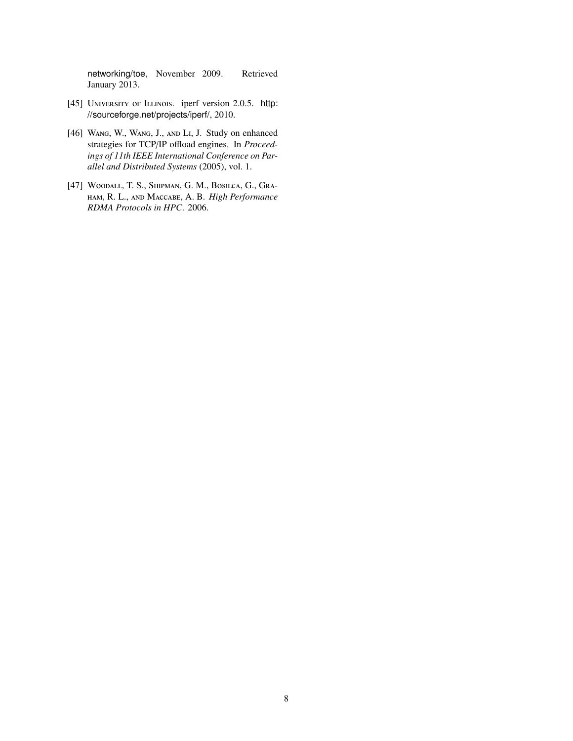networking/toe, November 2009. Retrieved January 2013.

[45] University of Illinois. iperf version 2.0.5. http://sourceforge.net/projects/iperf/, 2010.

[46] Wang, W., Wang, J., and Li, J. Study on enhanced strategies for TCP/IP offload engines. In *Proceedings of 11th IEEE International Conference on Parallel and Distributed Systems* (2005), vol. 1.

[47] Woodall, T. S., Shipman, G. M., Bosilca, G., Graham, R. L., and Maccabe, A. B. *High Performance RDMA Protocols in HPC*. 2006.